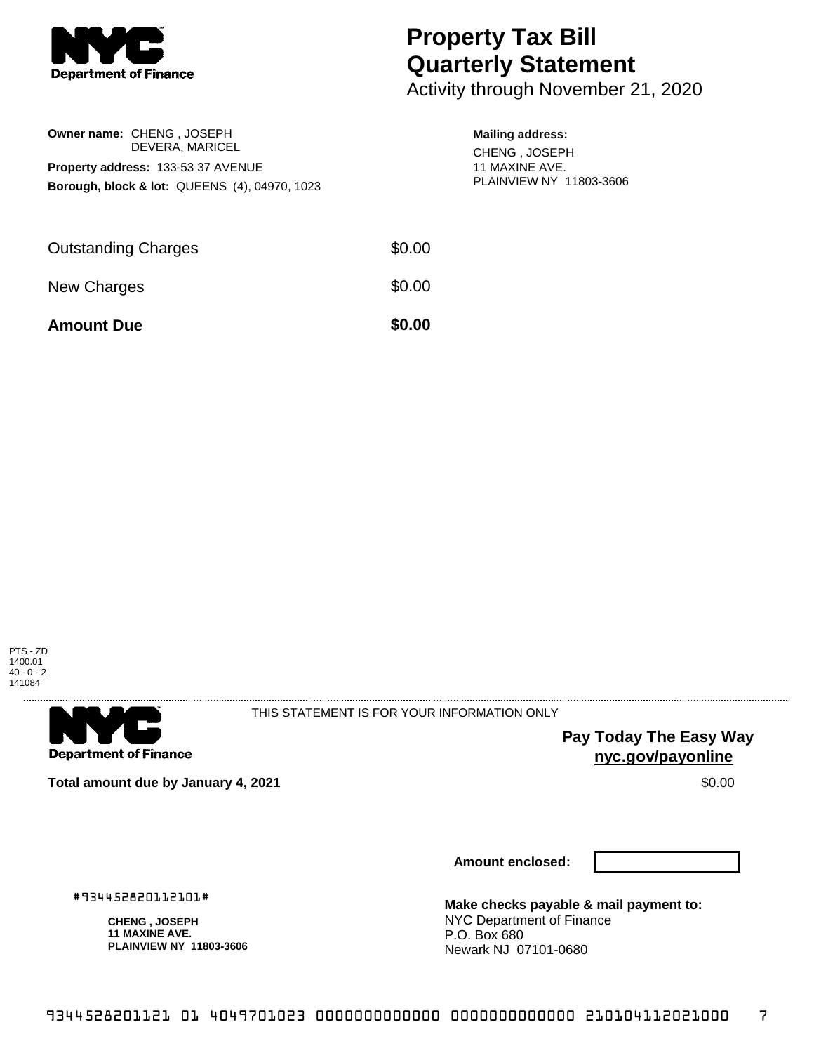**NYC Department of Finance**

# Property Tax Bill Quarterly Statement

Activity through November 21, 2020

**Owner name:** CHENG , JOSEPH
DEVERA, MARICEL

**Property address:** 133-53 37 AVENUE

**Borough, block & lot:** QUEENS (4), 04970, 1023

**Mailing address:**
CHENG , JOSEPH
11 MAXINE AVE.
PLAINVIEW NY 11803-3606

| | |
|---|---|
| Outstanding Charges | $0.00 |
| New Charges | $0.00 |
| **Amount Due** | **$0.00** |

PTS - ZD
1400.01
40 - 0 - 2
141084

---

**NYC Department of Finance**

THIS STATEMENT IS FOR YOUR INFORMATION ONLY

**Pay Today The Easy Way**
**nyc.gov/payonline**

**Total amount due by January 4, 2021** $0.00

**Amount enclosed:**

#934452820112101#

**CHENG , JOSEPH**
**11 MAXINE AVE.**
**PLAINVIEW NY 11803-3606**

**Make checks payable & mail payment to:**
NYC Department of Finance
P.O. Box 680
Newark NJ 07101-0680

9344528201121 01 4049701023 0000000000000 0000000000000 210104112021000 7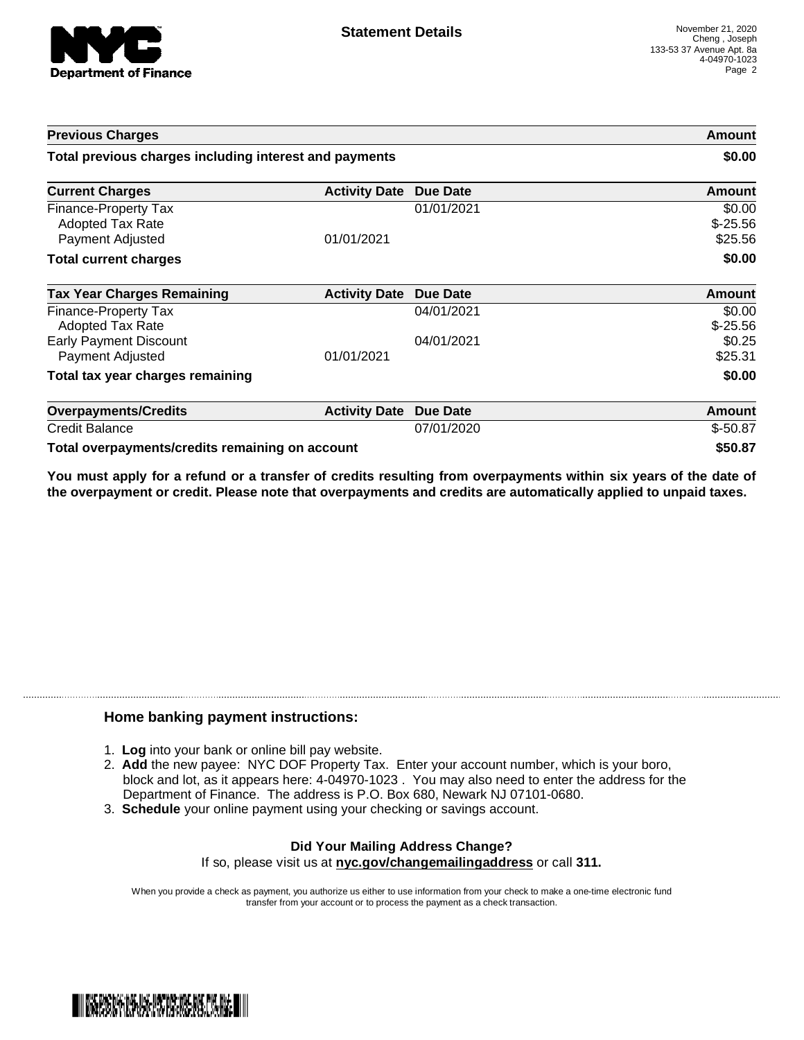# Statement Details

November 21, 2020
Cheng , Joseph
133-53 37 Avenue Apt. 8a
4-04970-1023

| Previous Charges | | | Amount |
|---|---|---|---|
| **Total previous charges including interest and payments** | | | **$0.00** |

| Current Charges | Activity Date | Due Date | Amount |
|---|---|---|---|
| Finance-Property Tax | | 01/01/2021 | $0.00 |
| Adopted Tax Rate | | | $-25.56 |
| Payment Adjusted | 01/01/2021 | | $25.56 |
| **Total current charges** | | | **$0.00** |

| Tax Year Charges Remaining | Activity Date | Due Date | Amount |
|---|---|---|---|
| Finance-Property Tax | | 04/01/2021 | $0.00 |
| Adopted Tax Rate | | | $-25.56 |
| Early Payment Discount | | 04/01/2021 | $0.25 |
| Payment Adjusted | 01/01/2021 | | $25.31 |
| **Total tax year charges remaining** | | | **$0.00** |

| Overpayments/Credits | Activity Date | Due Date | Amount |
|---|---|---|---|
| Credit Balance | | 07/01/2020 | $-50.87 |
| **Total overpayments/credits remaining on account** | | | **$50.87** |

**You must apply for a refund or a transfer of credits resulting from overpayments within six years of the date of the overpayment or credit. Please note that overpayments and credits are automatically applied to unpaid taxes.**

## Home banking payment instructions:

1. **Log** into your bank or online bill pay website.
2. **Add** the new payee: NYC DOF Property Tax. Enter your account number, which is your boro, block and lot, as it appears here: 4-04970-1023 . You may also need to enter the address for the Department of Finance. The address is P.O. Box 680, Newark NJ 07101-0680.
3. **Schedule** your online payment using your checking or savings account.

**Did Your Mailing Address Change?**
If so, please visit us at **nyc.gov/changemailingaddress** or call **311.**

When you provide a check as payment, you authorize us either to use information from your check to make a one-time electronic fund transfer from your account or to process the payment as a check transaction.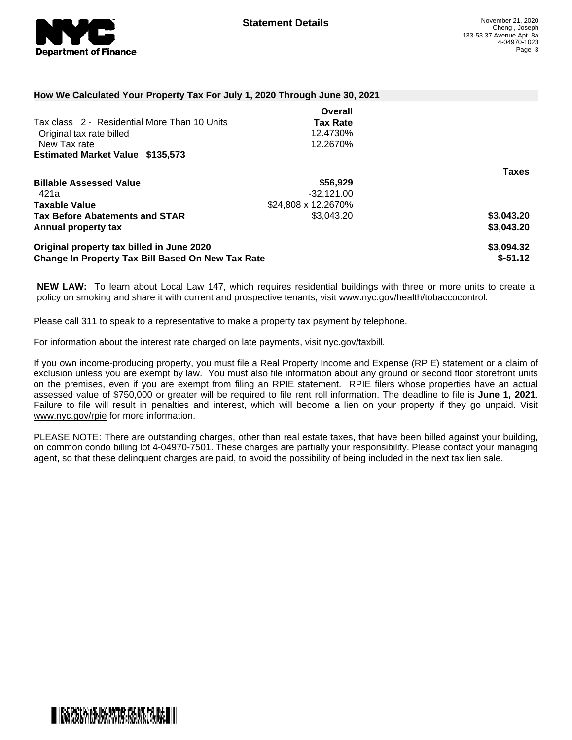**Statement Details**

November 21, 2020
Cheng , Joseph
133-53 37 Avenue Apt. 8a
4-04970-1023

## How We Calculated Your Property Tax For July 1, 2020 Through June 30, 2021

| | Overall Tax Rate | |
|---|---|---|
| Tax class 2 - Residential More Than 10 Units | | |
| Original tax rate billed | 12.4730% | |
| New Tax rate | 12.2670% | |
| **Estimated Market Value $135,573** | | |
| | | **Taxes** |
| **Billable Assessed Value** | **$56,929** | |
| 421a | -32,121.00 | |
| **Taxable Value** | $24,808 x 12.2670% | |
| **Tax Before Abatements and STAR** | $3,043.20 | **$3,043.20** |
| **Annual property tax** | | **$3,043.20** |
| **Original property tax billed in June 2020** | | **$3,094.32** |
| **Change In Property Tax Bill Based On New Tax Rate** | | **$-51.12** |

**NEW LAW:** To learn about Local Law 147, which requires residential buildings with three or more units to create a policy on smoking and share it with current and prospective tenants, visit www.nyc.gov/health/tobaccocontrol.

Please call 311 to speak to a representative to make a property tax payment by telephone.

For information about the interest rate charged on late payments, visit nyc.gov/taxbill.

If you own income-producing property, you must file a Real Property Income and Expense (RPIE) statement or a claim of exclusion unless you are exempt by law. You must also file information about any ground or second floor storefront units on the premises, even if you are exempt from filing an RPIE statement. RPIE filers whose properties have an actual assessed value of $750,000 or greater will be required to file rent roll information. The deadline to file is **June 1, 2021**. Failure to file will result in penalties and interest, which will become a lien on your property if they go unpaid. Visit www.nyc.gov/rpie for more information.

PLEASE NOTE: There are outstanding charges, other than real estate taxes, that have been billed against your building, on common condo billing lot 4-04970-7501. These charges are partially your responsibility. Please contact your managing agent, so that these delinquent charges are paid, to avoid the possibility of being included in the next tax lien sale.